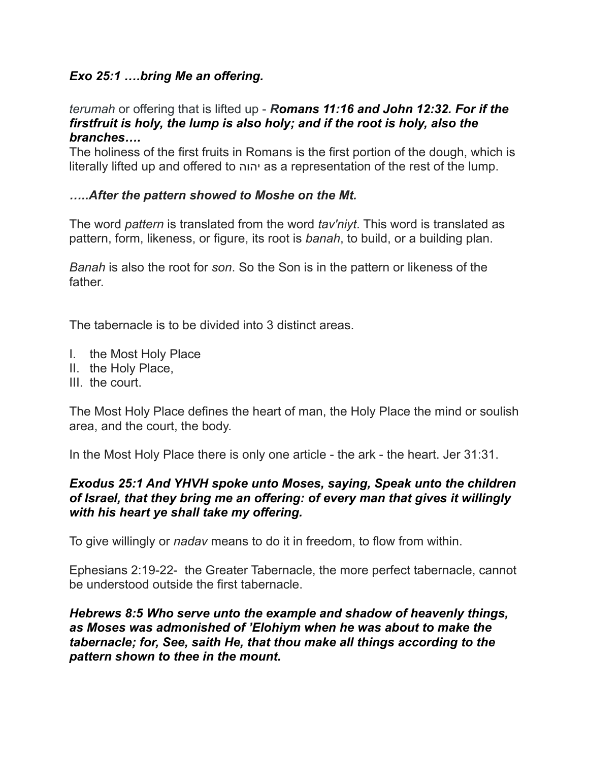***Exo 25:1 ….bring Me an offering.***

*terumah* or offering that is lifted up - ***Romans 11:16 and John 12:32. For if the firstfruit is holy, the lump is also holy; and if the root is holy, also the branches….***
The holiness of the first fruits in Romans is the first portion of the dough, which is literally lifted up and offered to יהוה as a representation of the rest of the lump.

***…..After the pattern showed to Moshe on the Mt.***

The word *pattern* is translated from the word *tav'niyt*. This word is translated as pattern, form, likeness, or figure, its root is *banah*, to build, or a building plan.

*Banah* is also the root for *son*. So the Son is in the pattern or likeness of the father.

The tabernacle is to be divided into 3 distinct areas.

I. the Most Holy Place
II. the Holy Place,
III. the court.

The Most Holy Place defines the heart of man, the Holy Place the mind or soulish area, and the court, the body.

In the Most Holy Place there is only one article - the ark - the heart. Jer 31:31.

***Exodus 25:1 And YHVH spoke unto Moses, saying, Speak unto the children of Israel, that they bring me an offering: of every man that gives it willingly with his heart ye shall take my offering.***

To give willingly or *nadav* means to do it in freedom, to flow from within.

Ephesians 2:19-22- the Greater Tabernacle, the more perfect tabernacle, cannot be understood outside the first tabernacle.

***Hebrews 8:5 Who serve unto the example and shadow of heavenly things, as Moses was admonished of 'Elohiym when he was about to make the tabernacle; for, See, saith He, that thou make all things according to the pattern shown to thee in the mount.***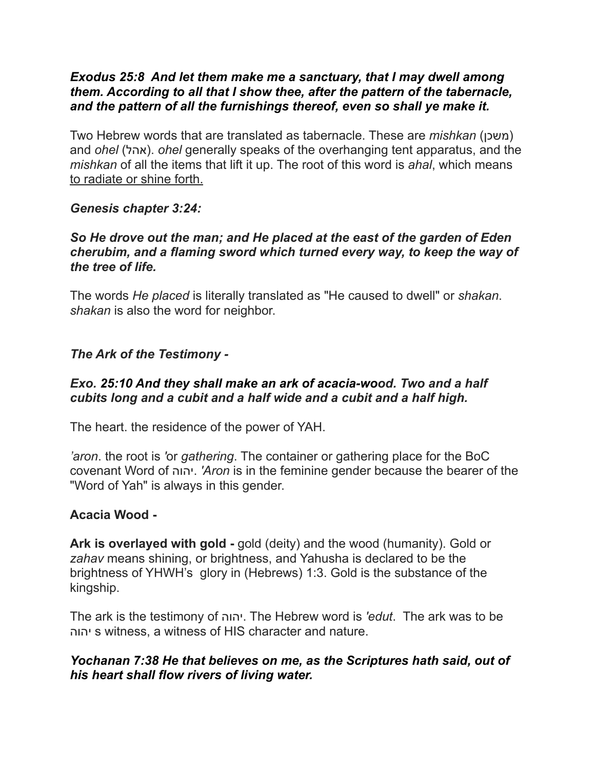***Exodus 25:8  And let them make me a sanctuary, that I may dwell among them. According to all that I show thee, after the pattern of the tabernacle, and the pattern of all the furnishings thereof, even so shall ye make it.***

Two Hebrew words that are translated as tabernacle. These are *mishkan* (משכן) and *ohel* (אהל). *ohel* generally speaks of the overhanging tent apparatus, and the *mishkan* of all the items that lift it up. The root of this word is *ahal*, which means to radiate or shine forth.

***Genesis chapter 3:24:***

***So He drove out the man; and He placed at the east of the garden of Eden cherubim, and a flaming sword which turned every way, to keep the way of the tree of life.***

The words *He placed* is literally translated as "He caused to dwell" or *shakan*. *shakan* is also the word for neighbor.

***The Ark of the Testimony -***

***Exo. 25:10 And they shall make an ark of acacia-wood. Two and a half cubits long and a cubit and a half wide and a cubit and a half high.***

The heart. the residence of the power of YAH.

*'aron*. the root is *'*or *gathering*. The container or gathering place for the BoC covenant Word of יהוה. *'Aron* is in the feminine gender because the bearer of the "Word of Yah" is always in this gender.

**Acacia Wood -**

**Ark is overlayed with gold -** gold (deity) and the wood (humanity). Gold or *zahav* means shining, or brightness, and Yahusha is declared to be the brightness of YHWH's  glory in (Hebrews) 1:3. Gold is the substance of the kingship.

The ark is the testimony of יהוה. The Hebrew word is *'edut*.  The ark was to be יהוה s witness, a witness of HIS character and nature.

***Yochanan 7:38 He that believes on me, as the Scriptures hath said, out of his heart shall flow rivers of living water.***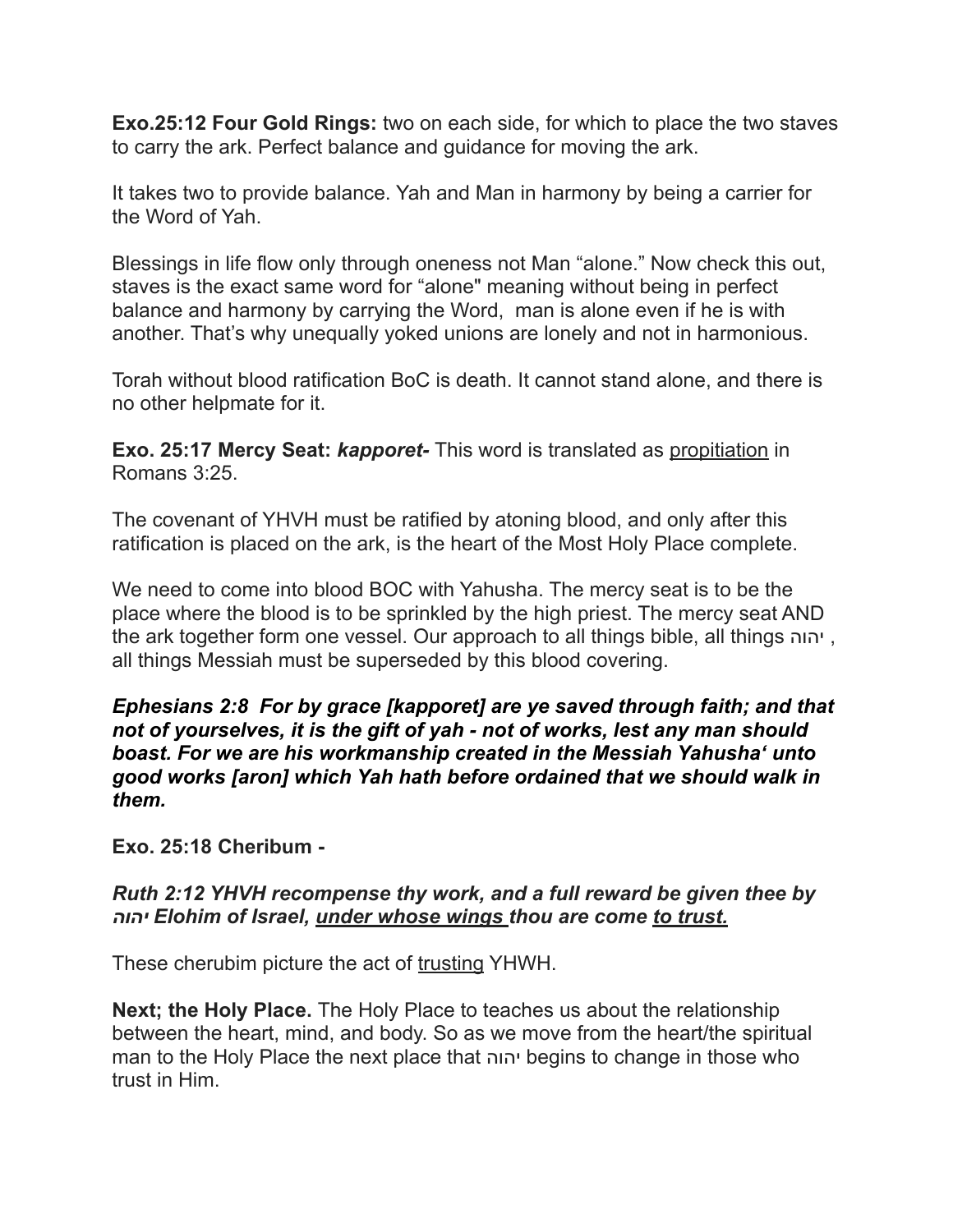**Exo.25:12 Four Gold Rings:** two on each side, for which to place the two staves to carry the ark. Perfect balance and guidance for moving the ark.

It takes two to provide balance. Yah and Man in harmony by being a carrier for the Word of Yah.

Blessings in life flow only through oneness not Man “alone.” Now check this out, staves is the exact same word for “alone" meaning without being in perfect balance and harmony by carrying the Word, man is alone even if he is with another. That’s why unequally yoked unions are lonely and not in harmonious.

Torah without blood ratification BoC is death. It cannot stand alone, and there is no other helpmate for it.

**Exo. 25:17 Mercy Seat:** ***kapporet-*** This word is translated as <u>propitiation</u> in Romans 3:25.

The covenant of YHVH must be ratified by atoning blood, and only after this ratification is placed on the ark, is the heart of the Most Holy Place complete.

We need to come into blood BOC with Yahusha. The mercy seat is to be the place where the blood is to be sprinkled by the high priest. The mercy seat AND the ark together form one vessel. Our approach to all things bible, all things יהוה , all things Messiah must be superseded by this blood covering.

***Ephesians 2:8 For by grace [kapporet] are ye saved through faith; and that not of yourselves, it is the gift of yah - not of works, lest any man should boast. For we are his workmanship created in the Messiah Yahusha‘ unto good works [aron] which Yah hath before ordained that we should walk in them.***

**Exo. 25:18 Cheribum -**

***Ruth 2:12 YHVH recompense thy work, and a full reward be given thee by יהוה Elohim of Israel, <u>under whose wings</u> thou are come <u>to trust.</u>***

These cherubim picture the act of <u>trusting</u> YHWH.

**Next; the Holy Place.** The Holy Place to teaches us about the relationship between the heart, mind, and body. So as we move from the heart/the spiritual man to the Holy Place the next place that יהוה begins to change in those who trust in Him.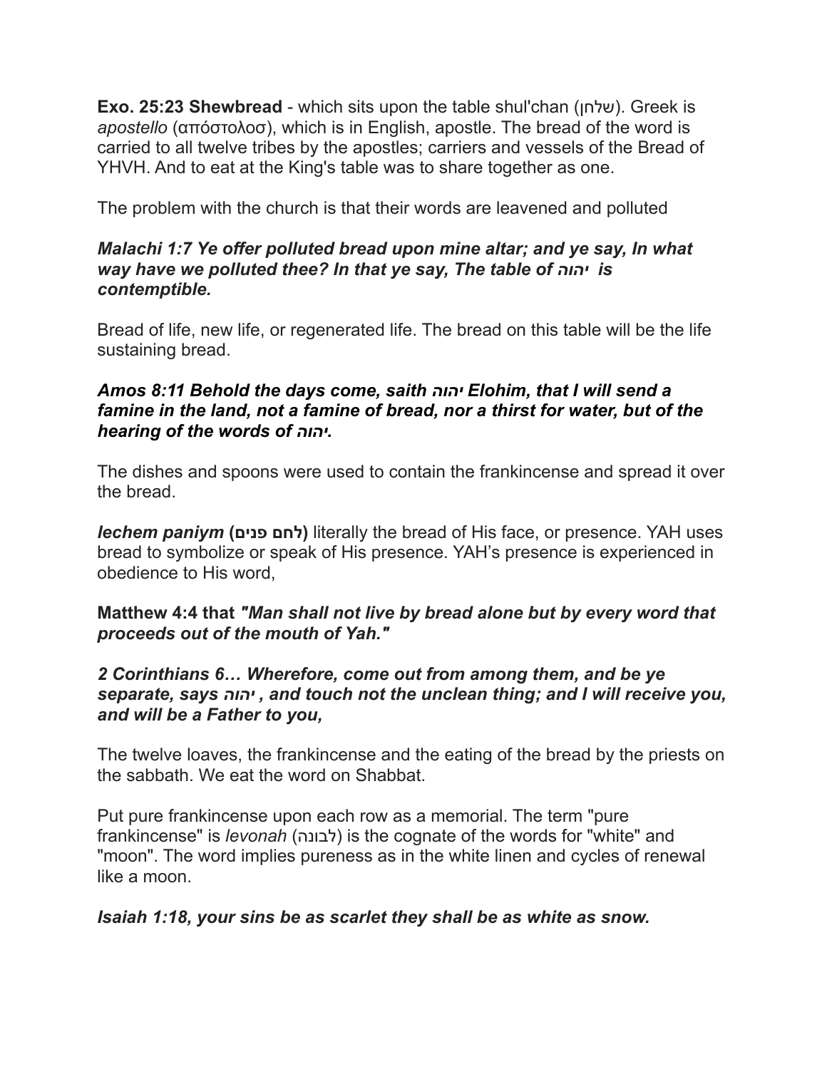**Exo. 25:23 Shewbread** - which sits upon the table shul'chan (שלחן). Greek is *apostello* (απόστολοσ), which is in English, apostle. The bread of the word is carried to all twelve tribes by the apostles; carriers and vessels of the Bread of YHVH. And to eat at the King's table was to share together as one.

The problem with the church is that their words are leavened and polluted

***Malachi 1:7 Ye offer polluted bread upon mine altar; and ye say, In what way have we polluted thee? In that ye say, The table of יהוה is contemptible.***

Bread of life, new life, or regenerated life. The bread on this table will be the life sustaining bread.

***Amos 8:11 Behold the days come, saith יהוה Elohim, that I will send a famine in the land, not a famine of bread, nor a thirst for water, but of the hearing of the words of יהוה.***

The dishes and spoons were used to contain the frankincense and spread it over the bread.

***lechem paniym* (לחם פנים)** literally the bread of His face, or presence. YAH uses bread to symbolize or speak of His presence. YAH's presence is experienced in obedience to His word,

**Matthew 4:4 that *"Man shall not live by bread alone but by every word that proceeds out of the mouth of Yah."***

***2 Corinthians 6… Wherefore, come out from among them, and be ye separate, says יהוה , and touch not the unclean thing; and I will receive you, and will be a Father to you,***

The twelve loaves, the frankincense and the eating of the bread by the priests on the sabbath. We eat the word on Shabbat.

Put pure frankincense upon each row as a memorial. The term "pure frankincense" is *levonah* (לבונה) is the cognate of the words for "white" and "moon". The word implies pureness as in the white linen and cycles of renewal like a moon.

***Isaiah 1:18, your sins be as scarlet they shall be as white as snow.***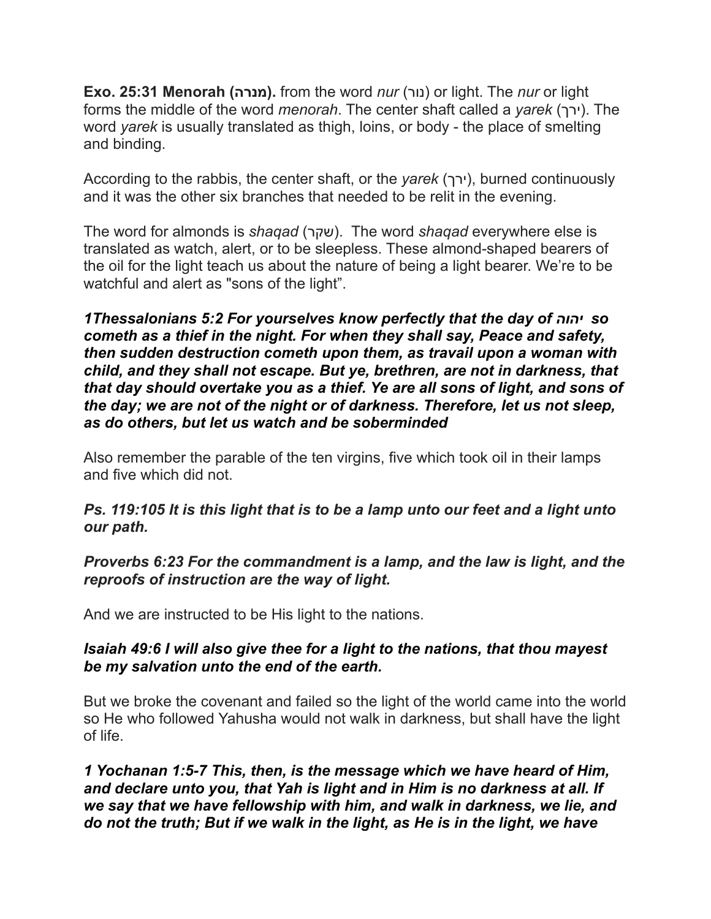**Exo. 25:31 Menorah (מנרה).** from the word *nur* (נור) or light. The *nur* or light forms the middle of the word *menorah*. The center shaft called a *yarek* (ירך). The word *yarek* is usually translated as thigh, loins, or body - the place of smelting and binding.

According to the rabbis, the center shaft, or the *yarek* (ירך), burned continuously and it was the other six branches that needed to be relit in the evening.

The word for almonds is *shaqad* (שקד). The word *shaqad* everywhere else is translated as watch, alert, or to be sleepless. These almond-shaped bearers of the oil for the light teach us about the nature of being a light bearer. We're to be watchful and alert as "sons of the light".

***1Thessalonians 5:2 For yourselves know perfectly that the day of יהוה so cometh as a thief in the night. For when they shall say, Peace and safety, then sudden destruction cometh upon them, as travail upon a woman with child, and they shall not escape. But ye, brethren, are not in darkness, that that day should overtake you as a thief. Ye are all sons of light, and sons of the day; we are not of the night or of darkness. Therefore, let us not sleep, as do others, but let us watch and be soberminded***

Also remember the parable of the ten virgins, five which took oil in their lamps and five which did not.

***Ps. 119:105 It is this light that is to be a lamp unto our feet and a light unto our path.***

***Proverbs 6:23 For the commandment is a lamp, and the law is light, and the reproofs of instruction are the way of light.***

And we are instructed to be His light to the nations.

***Isaiah 49:6 I will also give thee for a light to the nations, that thou mayest be my salvation unto the end of the earth.***

But we broke the covenant and failed so the light of the world came into the world so He who followed Yahusha would not walk in darkness, but shall have the light of life.

***1 Yochanan 1:5-7 This, then, is the message which we have heard of Him, and declare unto you, that Yah is light and in Him is no darkness at all. If we say that we have fellowship with him, and walk in darkness, we lie, and do not the truth; But if we walk in the light, as He is in the light, we have***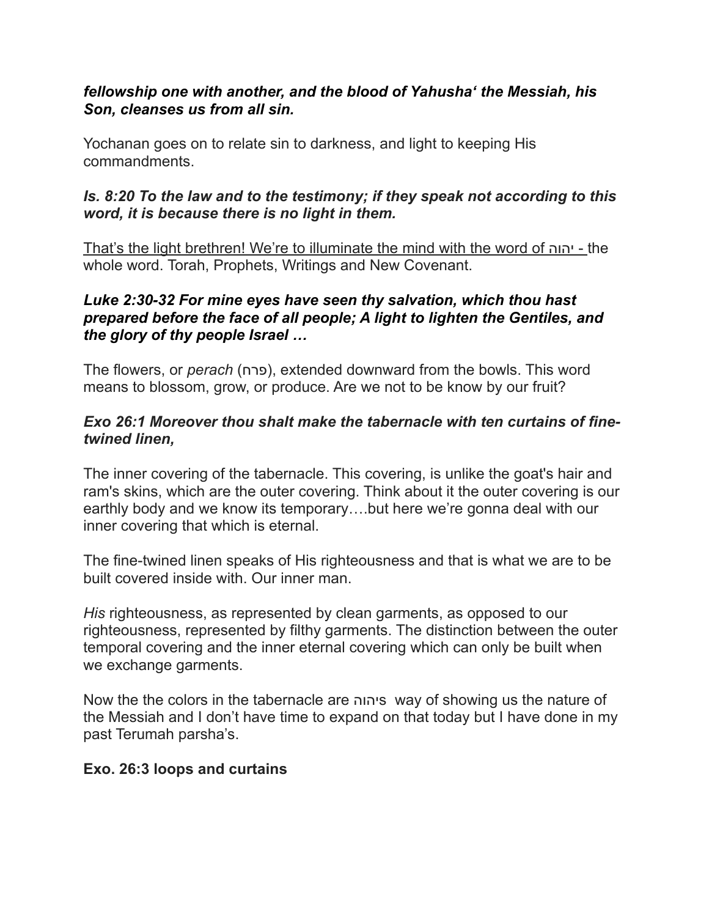***fellowship one with another, and the blood of Yahusha' the Messiah, his Son, cleanses us from all sin.***

Yochanan goes on to relate sin to darkness, and light to keeping His commandments.

***Is. 8:20 To the law and to the testimony; if they speak not according to this word, it is because there is no light in them.***

<u>That's the light brethren! We're to illuminate the mind with the word of יהוה - </u>the whole word. Torah, Prophets, Writings and New Covenant.

***Luke 2:30-32 For mine eyes have seen thy salvation, which thou hast prepared before the face of all people; A light to lighten the Gentiles, and the glory of thy people Israel …***

The flowers, or *perach* (פרח), extended downward from the bowls. This word means to blossom, grow, or produce. Are we not to be know by our fruit?

***Exo 26:1 Moreover thou shalt make the tabernacle with ten curtains of fine-twined linen,***

The inner covering of the tabernacle. This covering, is unlike the goat's hair and ram's skins, which are the outer covering. Think about it the outer covering is our earthly body and we know its temporary….but here we're gonna deal with our inner covering that which is eternal.

The fine-twined linen speaks of His righteousness and that is what we are to be built covered inside with. Our inner man.

*His* righteousness, as represented by clean garments, as opposed to our righteousness, represented by filthy garments. The distinction between the outer temporal covering and the inner eternal covering which can only be built when we exchange garments.

Now the the colors in the tabernacle are יהוהs way of showing us the nature of the Messiah and I don't have time to expand on that today but I have done in my past Terumah parsha's.

**Exo. 26:3 loops and curtains**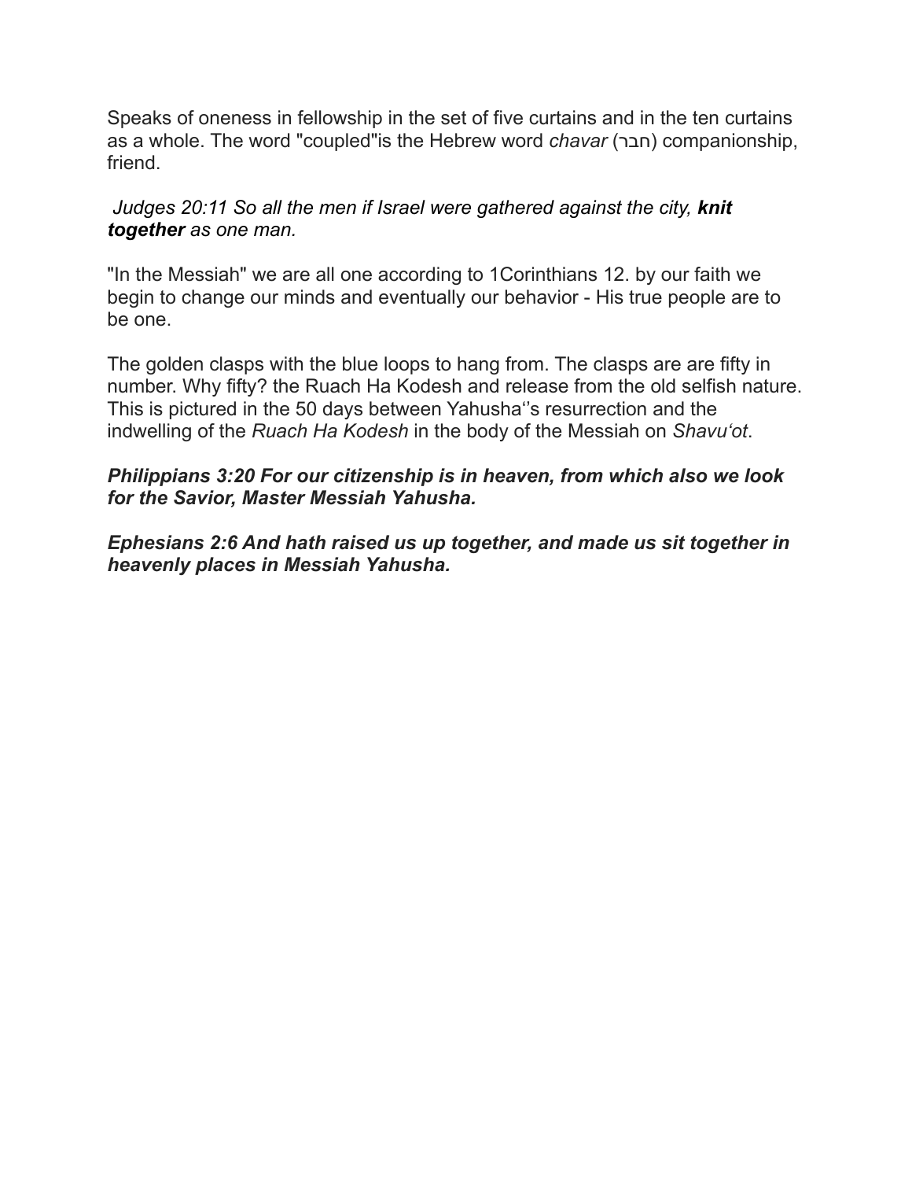Speaks of oneness in fellowship in the set of five curtains and in the ten curtains as a whole. The word "coupled"is the Hebrew word *chavar* (חבר) companionship, friend.

*Judges 20:11 So all the men if Israel were gathered against the city, **knit together** as one man.*

"In the Messiah" we are all one according to 1Corinthians 12. by our faith we begin to change our minds and eventually our behavior - His true people are to be one.

The golden clasps with the blue loops to hang from. The clasps are are fifty in number. Why fifty? the Ruach Ha Kodesh and release from the old selfish nature. This is pictured in the 50 days between Yahusha''s resurrection and the indwelling of the *Ruach Ha Kodesh* in the body of the Messiah on *Shavu'ot*.

***Philippians 3:20 For our citizenship is in heaven, from which also we look for the Savior, Master Messiah Yahusha.***

***Ephesians 2:6 And hath raised us up together, and made us sit together in heavenly places in Messiah Yahusha.***